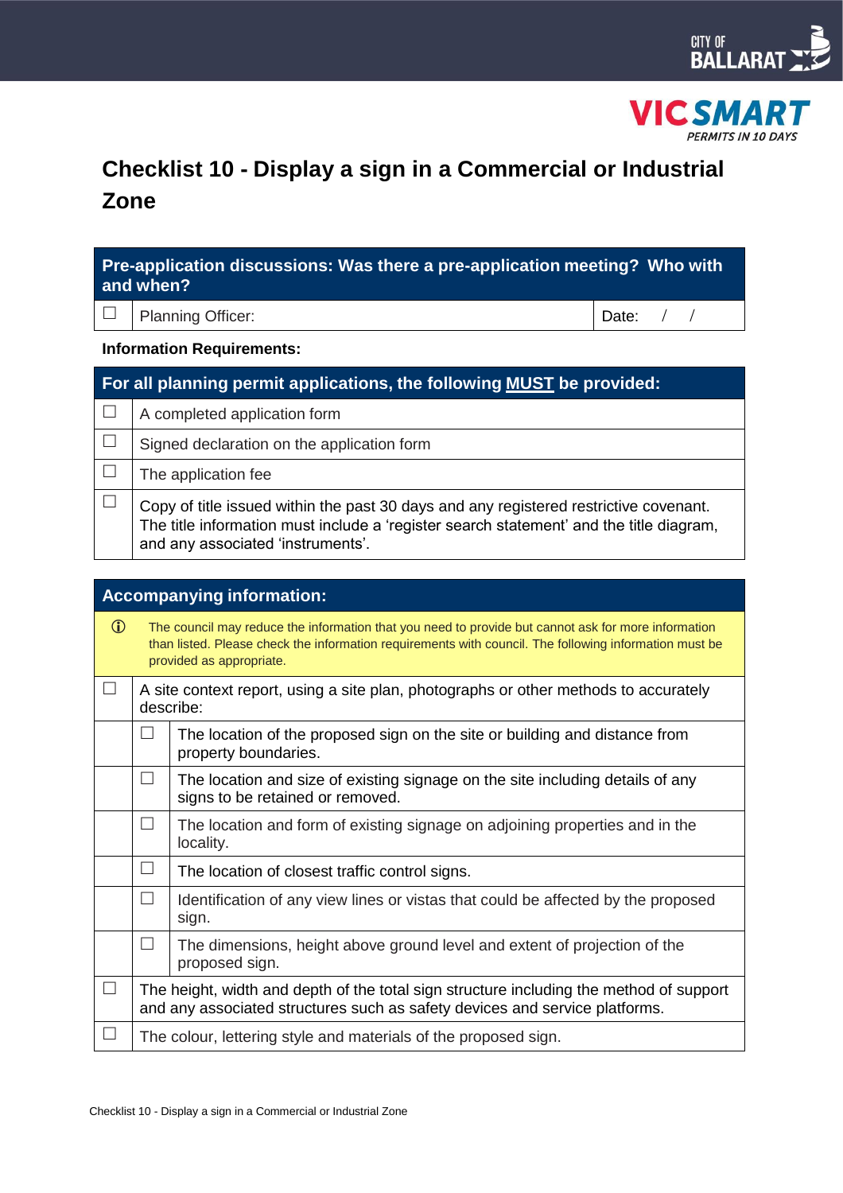# Checklist 10 - Display a sign in a Commercial or Industrial Zone

| Pre-application discussions: Was there a pre-application meeting? Who with and when? | | |
|---|---|---|
| ☐ | Planning Officer: | Date: / / |

**Information Requirements:**

| For all planning permit applications, the following **MUST** be provided: | |
|---|---|
| ☐ | A completed application form |
| ☐ | Signed declaration on the application form |
| ☐ | The application fee |
| ☐ | Copy of title issued within the past 30 days and any registered restrictive covenant. The title information must include a 'register search statement' and the title diagram, and any associated 'instruments'. |

| Accompanying information: | | |
|---|---|---|
| ⓘ | The council may reduce the information that you need to provide but cannot ask for more information than listed. Please check the information requirements with council. The following information must be provided as appropriate. | |
| ☐ | A site context report, using a site plan, photographs or other methods to accurately describe: | |
| | ☐ | The location of the proposed sign on the site or building and distance from property boundaries. |
| | ☐ | The location and size of existing signage on the site including details of any signs to be retained or removed. |
| | ☐ | The location and form of existing signage on adjoining properties and in the locality. |
| | ☐ | The location of closest traffic control signs. |
| | ☐ | Identification of any view lines or vistas that could be affected by the proposed sign. |
| | ☐ | The dimensions, height above ground level and extent of projection of the proposed sign. |
| ☐ | The height, width and depth of the total sign structure including the method of support and any associated structures such as safety devices and service platforms. | |
| ☐ | The colour, lettering style and materials of the proposed sign. | |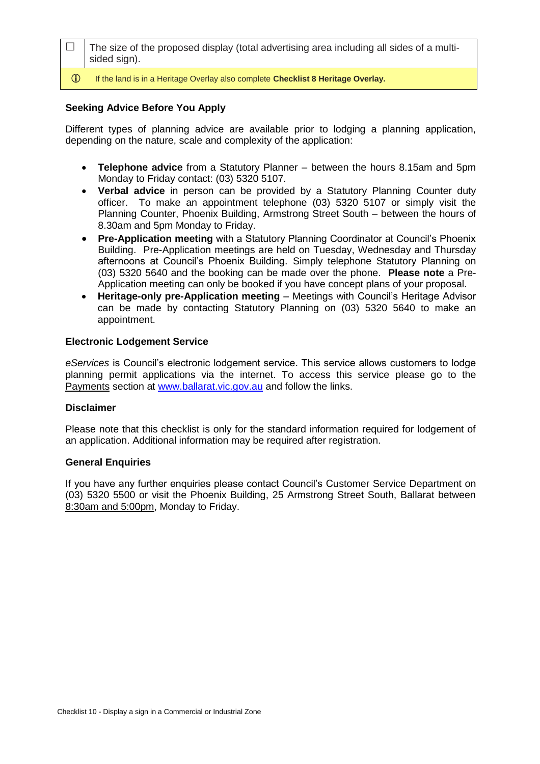| | |
|---|---|
| ☐ | The size of the proposed display (total advertising area including all sides of a multi-sided sign). |
| ⓘ | If the land is in a Heritage Overlay also complete **Checklist 8 Heritage Overlay.** |

**Seeking Advice Before You Apply**

Different types of planning advice are available prior to lodging a planning application, depending on the nature, scale and complexity of the application:

- **Telephone advice** from a Statutory Planner – between the hours 8.15am and 5pm Monday to Friday contact: (03) 5320 5107.
- **Verbal advice** in person can be provided by a Statutory Planning Counter duty officer. To make an appointment telephone (03) 5320 5107 or simply visit the Planning Counter, Phoenix Building, Armstrong Street South – between the hours of 8.30am and 5pm Monday to Friday.
- **Pre-Application meeting** with a Statutory Planning Coordinator at Council's Phoenix Building. Pre-Application meetings are held on Tuesday, Wednesday and Thursday afternoons at Council's Phoenix Building. Simply telephone Statutory Planning on (03) 5320 5640 and the booking can be made over the phone. **Please note** a Pre-Application meeting can only be booked if you have concept plans of your proposal.
- **Heritage-only pre-Application meeting** – Meetings with Council's Heritage Advisor can be made by contacting Statutory Planning on (03) 5320 5640 to make an appointment.

**Electronic Lodgement Service**

*eServices* is Council's electronic lodgement service. This service allows customers to lodge planning permit applications via the internet. To access this service please go to the Payments section at www.ballarat.vic.gov.au and follow the links.

**Disclaimer**

Please note that this checklist is only for the standard information required for lodgement of an application. Additional information may be required after registration.

**General Enquiries**

If you have any further enquiries please contact Council's Customer Service Department on (03) 5320 5500 or visit the Phoenix Building, 25 Armstrong Street South, Ballarat between 8:30am and 5:00pm, Monday to Friday.